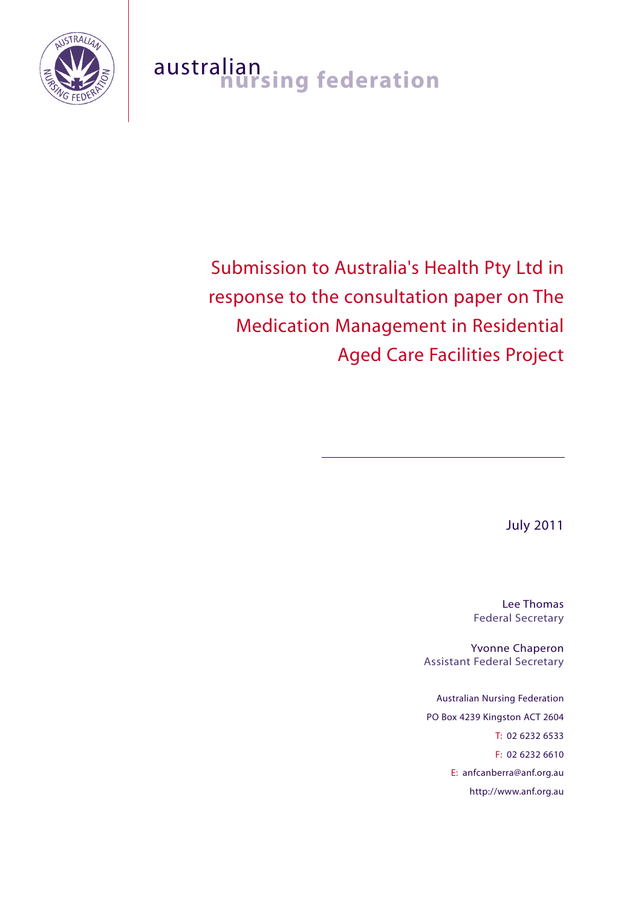australian nursing federation

# Submission to Australia's Health Pty Ltd in response to the consultation paper on The Medication Management in Residential Aged Care Facilities Project

July 2011

Lee Thomas
Federal Secretary

Yvonne Chaperon
Assistant Federal Secretary

Australian Nursing Federation
PO Box 4239 Kingston ACT 2604
T: 02 6232 6533
F: 02 6232 6610
E: anfcanberra@anf.org.au
http://www.anf.org.au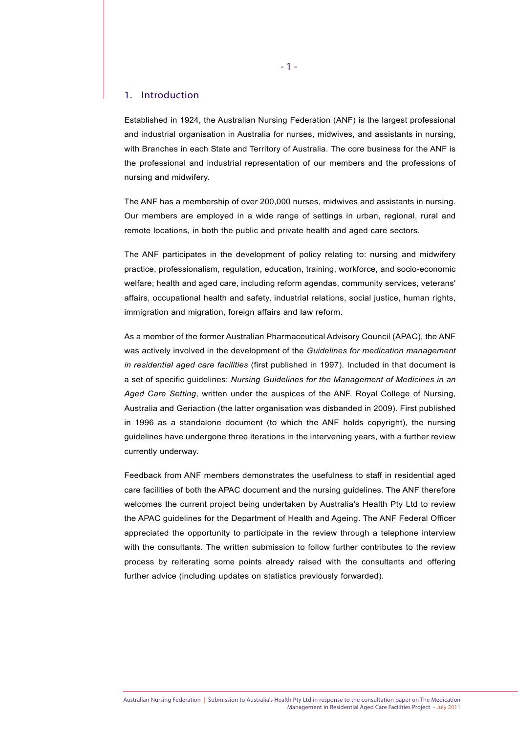## 1. Introduction

Established in 1924, the Australian Nursing Federation (ANF) is the largest professional and industrial organisation in Australia for nurses, midwives, and assistants in nursing, with Branches in each State and Territory of Australia. The core business for the ANF is the professional and industrial representation of our members and the professions of nursing and midwifery.

The ANF has a membership of over 200,000 nurses, midwives and assistants in nursing. Our members are employed in a wide range of settings in urban, regional, rural and remote locations, in both the public and private health and aged care sectors.

The ANF participates in the development of policy relating to: nursing and midwifery practice, professionalism, regulation, education, training, workforce, and socio-economic welfare; health and aged care, including reform agendas, community services, veterans' affairs, occupational health and safety, industrial relations, social justice, human rights, immigration and migration, foreign affairs and law reform.

As a member of the former Australian Pharmaceutical Advisory Council (APAC), the ANF was actively involved in the development of the *Guidelines for medication management in residential aged care facilities* (first published in 1997). Included in that document is a set of specific guidelines: *Nursing Guidelines for the Management of Medicines in an Aged Care Setting*, written under the auspices of the ANF, Royal College of Nursing, Australia and Geriaction (the latter organisation was disbanded in 2009). First published in 1996 as a standalone document (to which the ANF holds copyright), the nursing guidelines have undergone three iterations in the intervening years, with a further review currently underway.

Feedback from ANF members demonstrates the usefulness to staff in residential aged care facilities of both the APAC document and the nursing guidelines. The ANF therefore welcomes the current project being undertaken by Australia's Health Pty Ltd to review the APAC guidelines for the Department of Health and Ageing. The ANF Federal Officer appreciated the opportunity to participate in the review through a telephone interview with the consultants. The written submission to follow further contributes to the review process by reiterating some points already raised with the consultants and offering further advice (including updates on statistics previously forwarded).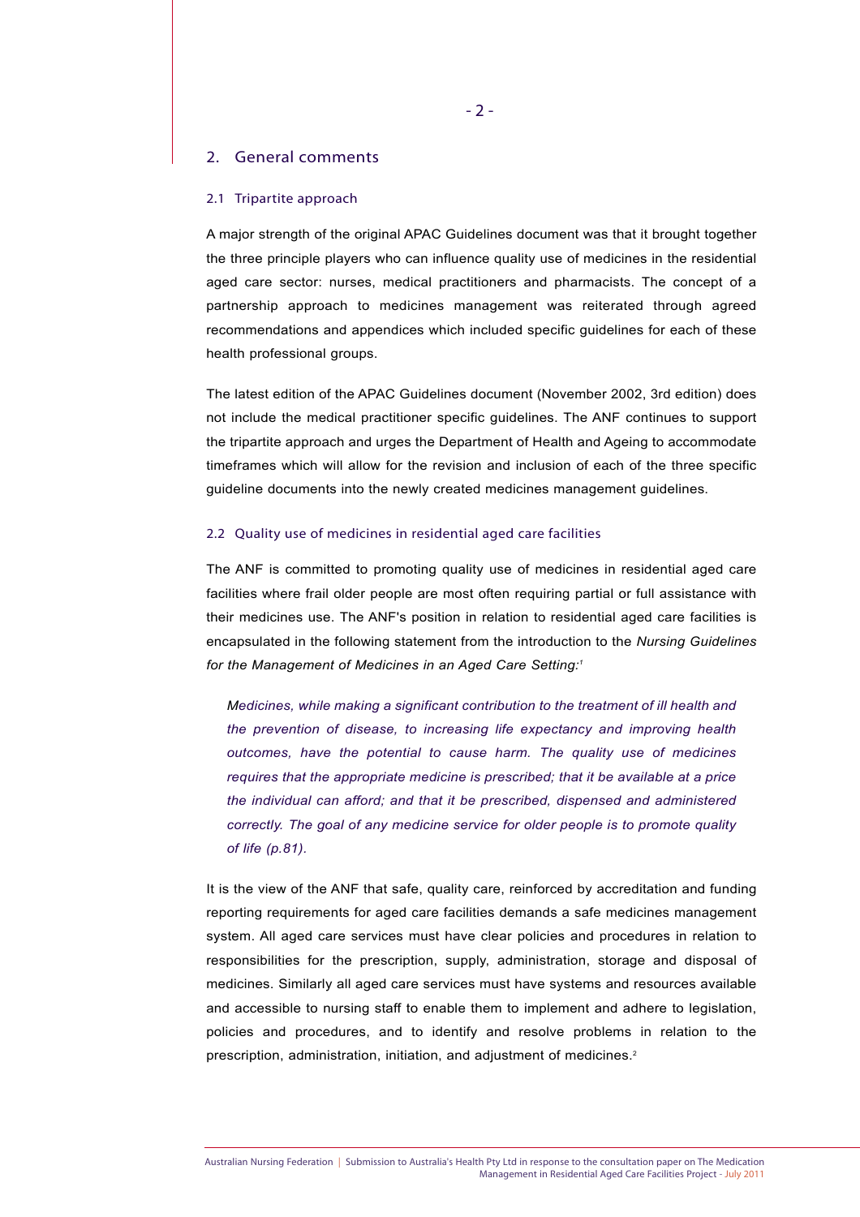## 2. General comments

### 2.1 Tripartite approach

A major strength of the original APAC Guidelines document was that it brought together the three principle players who can influence quality use of medicines in the residential aged care sector: nurses, medical practitioners and pharmacists. The concept of a partnership approach to medicines management was reiterated through agreed recommendations and appendices which included specific guidelines for each of these health professional groups.

The latest edition of the APAC Guidelines document (November 2002, 3rd edition) does not include the medical practitioner specific guidelines. The ANF continues to support the tripartite approach and urges the Department of Health and Ageing to accommodate timeframes which will allow for the revision and inclusion of each of the three specific guideline documents into the newly created medicines management guidelines.

### 2.2 Quality use of medicines in residential aged care facilities

The ANF is committed to promoting quality use of medicines in residential aged care facilities where frail older people are most often requiring partial or full assistance with their medicines use. The ANF's position in relation to residential aged care facilities is encapsulated in the following statement from the introduction to the *Nursing Guidelines for the Management of Medicines in an Aged Care Setting:*[1]

> *Medicines, while making a significant contribution to the treatment of ill health and the prevention of disease, to increasing life expectancy and improving health outcomes, have the potential to cause harm. The quality use of medicines requires that the appropriate medicine is prescribed; that it be available at a price the individual can afford; and that it be prescribed, dispensed and administered correctly. The goal of any medicine service for older people is to promote quality of life (p.81).*

It is the view of the ANF that safe, quality care, reinforced by accreditation and funding reporting requirements for aged care facilities demands a safe medicines management system. All aged care services must have clear policies and procedures in relation to responsibilities for the prescription, supply, administration, storage and disposal of medicines. Similarly all aged care services must have systems and resources available and accessible to nursing staff to enable them to implement and adhere to legislation, policies and procedures, and to identify and resolve problems in relation to the prescription, administration, initiation, and adjustment of medicines.[2]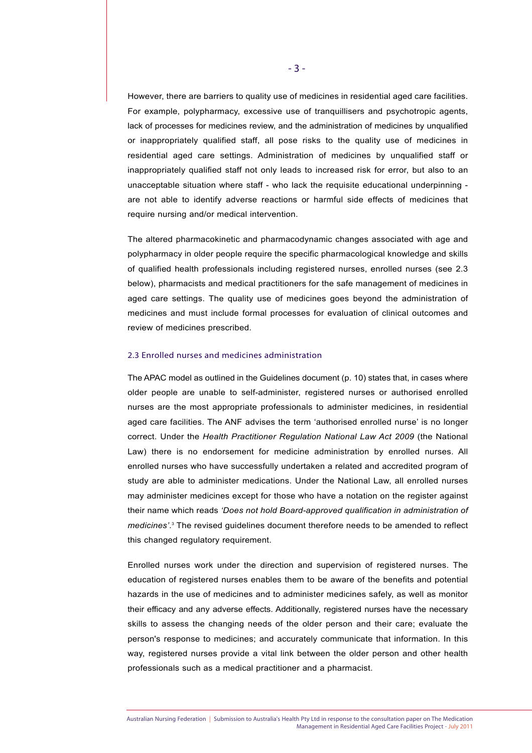However, there are barriers to quality use of medicines in residential aged care facilities. For example, polypharmacy, excessive use of tranquillisers and psychotropic agents, lack of processes for medicines review, and the administration of medicines by unqualified or inappropriately qualified staff, all pose risks to the quality use of medicines in residential aged care settings. Administration of medicines by unqualified staff or inappropriately qualified staff not only leads to increased risk for error, but also to an unacceptable situation where staff - who lack the requisite educational underpinning - are not able to identify adverse reactions or harmful side effects of medicines that require nursing and/or medical intervention.

The altered pharmacokinetic and pharmacodynamic changes associated with age and polypharmacy in older people require the specific pharmacological knowledge and skills of qualified health professionals including registered nurses, enrolled nurses (see 2.3 below), pharmacists and medical practitioners for the safe management of medicines in aged care settings. The quality use of medicines goes beyond the administration of medicines and must include formal processes for evaluation of clinical outcomes and review of medicines prescribed.

### 2.3 Enrolled nurses and medicines administration

The APAC model as outlined in the Guidelines document (p. 10) states that, in cases where older people are unable to self-administer, registered nurses or authorised enrolled nurses are the most appropriate professionals to administer medicines, in residential aged care facilities. The ANF advises the term 'authorised enrolled nurse' is no longer correct. Under the *Health Practitioner Regulation National Law Act 2009* (the National Law) there is no endorsement for medicine administration by enrolled nurses. All enrolled nurses who have successfully undertaken a related and accredited program of study are able to administer medications. Under the National Law, all enrolled nurses may administer medicines except for those who have a notation on the register against their name which reads *'Does not hold Board-approved qualification in administration of medicines'*.[3] The revised guidelines document therefore needs to be amended to reflect this changed regulatory requirement.

Enrolled nurses work under the direction and supervision of registered nurses. The education of registered nurses enables them to be aware of the benefits and potential hazards in the use of medicines and to administer medicines safely, as well as monitor their efficacy and any adverse effects. Additionally, registered nurses have the necessary skills to assess the changing needs of the older person and their care; evaluate the person's response to medicines; and accurately communicate that information. In this way, registered nurses provide a vital link between the older person and other health professionals such as a medical practitioner and a pharmacist.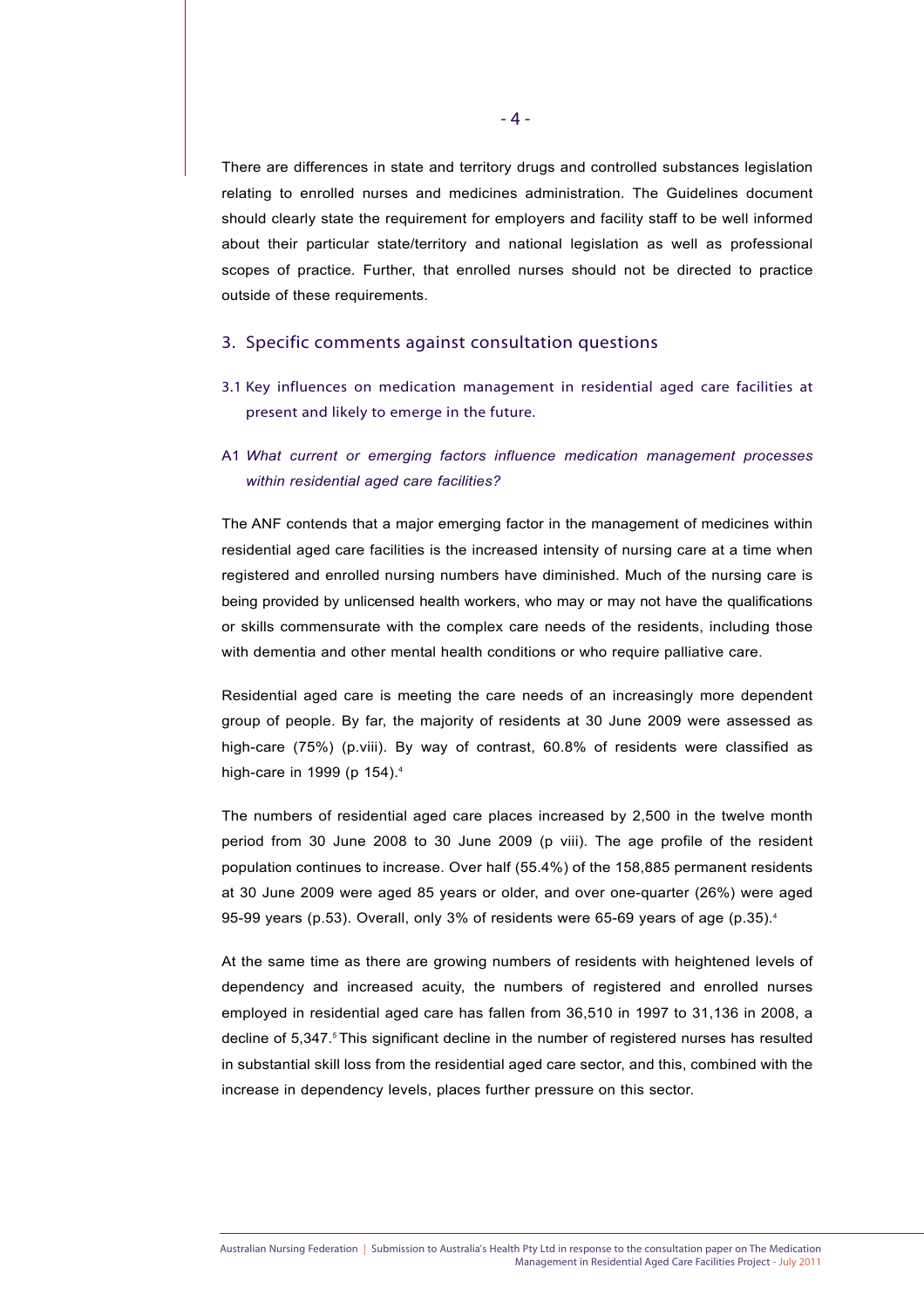There are differences in state and territory drugs and controlled substances legislation relating to enrolled nurses and medicines administration. The Guidelines document should clearly state the requirement for employers and facility staff to be well informed about their particular state/territory and national legislation as well as professional scopes of practice. Further, that enrolled nurses should not be directed to practice outside of these requirements.

## 3. Specific comments against consultation questions

### 3.1 Key influences on medication management in residential aged care facilities at present and likely to emerge in the future.

### A1 *What current or emerging factors influence medication management processes within residential aged care facilities?*

The ANF contends that a major emerging factor in the management of medicines within residential aged care facilities is the increased intensity of nursing care at a time when registered and enrolled nursing numbers have diminished. Much of the nursing care is being provided by unlicensed health workers, who may or may not have the qualifications or skills commensurate with the complex care needs of the residents, including those with dementia and other mental health conditions or who require palliative care.

Residential aged care is meeting the care needs of an increasingly more dependent group of people. By far, the majority of residents at 30 June 2009 were assessed as high-care (75%) (p.viii). By way of contrast, 60.8% of residents were classified as high-care in 1999 (p 154).[4]

The numbers of residential aged care places increased by 2,500 in the twelve month period from 30 June 2008 to 30 June 2009 (p viii). The age profile of the resident population continues to increase. Over half (55.4%) of the 158,885 permanent residents at 30 June 2009 were aged 85 years or older, and over one-quarter (26%) were aged 95-99 years (p.53). Overall, only 3% of residents were 65-69 years of age (p.35).[4]

At the same time as there are growing numbers of residents with heightened levels of dependency and increased acuity, the numbers of registered and enrolled nurses employed in residential aged care has fallen from 36,510 in 1997 to 31,136 in 2008, a decline of 5,347.[5] This significant decline in the number of registered nurses has resulted in substantial skill loss from the residential aged care sector, and this, combined with the increase in dependency levels, places further pressure on this sector.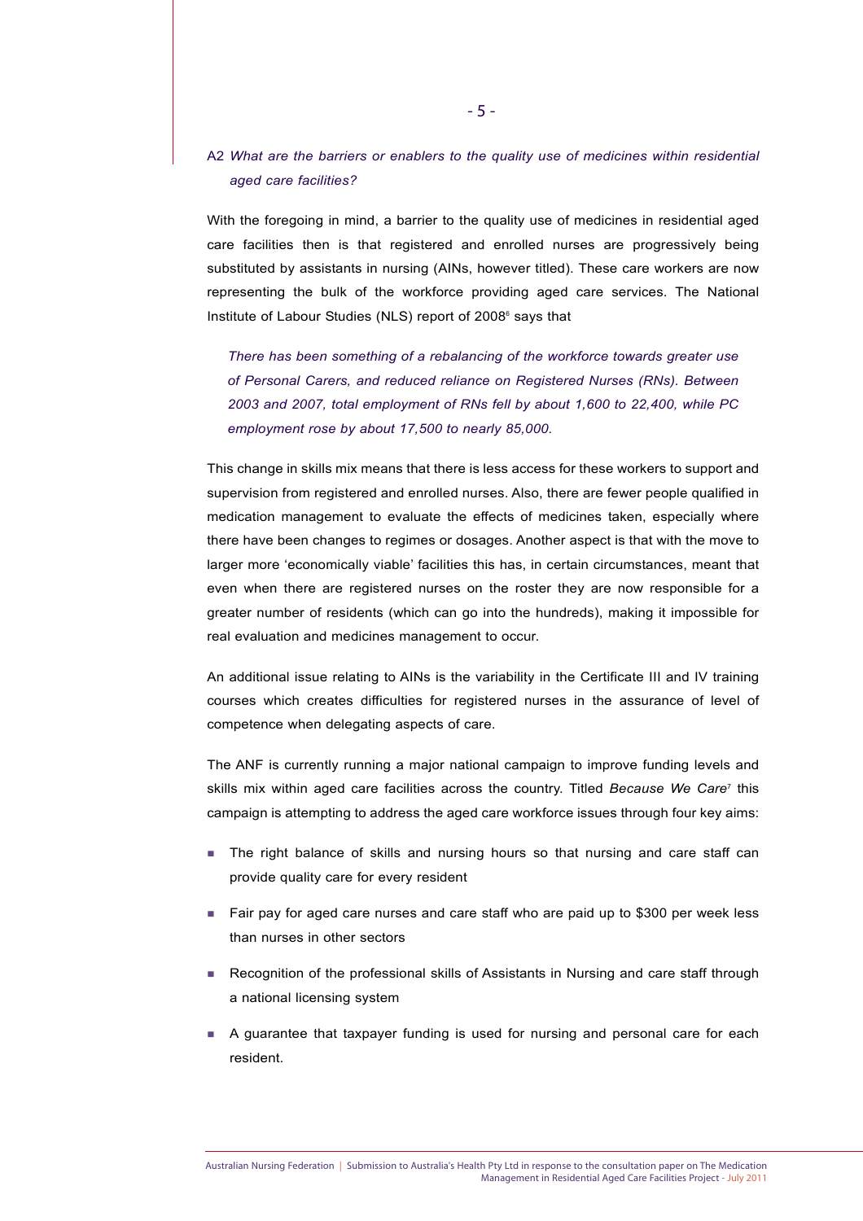A2 *What are the barriers or enablers to the quality use of medicines within residential aged care facilities?*

With the foregoing in mind, a barrier to the quality use of medicines in residential aged care facilities then is that registered and enrolled nurses are progressively being substituted by assistants in nursing (AINs, however titled). These care workers are now representing the bulk of the workforce providing aged care services. The National Institute of Labour Studies (NLS) report of 2008[6] says that

> *There has been something of a rebalancing of the workforce towards greater use of Personal Carers, and reduced reliance on Registered Nurses (RNs). Between 2003 and 2007, total employment of RNs fell by about 1,600 to 22,400, while PC employment rose by about 17,500 to nearly 85,000.*

This change in skills mix means that there is less access for these workers to support and supervision from registered and enrolled nurses. Also, there are fewer people qualified in medication management to evaluate the effects of medicines taken, especially where there have been changes to regimes or dosages. Another aspect is that with the move to larger more 'economically viable' facilities this has, in certain circumstances, meant that even when there are registered nurses on the roster they are now responsible for a greater number of residents (which can go into the hundreds), making it impossible for real evaluation and medicines management to occur.

An additional issue relating to AINs is the variability in the Certificate III and IV training courses which creates difficulties for registered nurses in the assurance of level of competence when delegating aspects of care.

The ANF is currently running a major national campaign to improve funding levels and skills mix within aged care facilities across the country. Titled *Because We Care*[7] this campaign is attempting to address the aged care workforce issues through four key aims:

- The right balance of skills and nursing hours so that nursing and care staff can provide quality care for every resident
- Fair pay for aged care nurses and care staff who are paid up to $300 per week less than nurses in other sectors
- Recognition of the professional skills of Assistants in Nursing and care staff through a national licensing system
- A guarantee that taxpayer funding is used for nursing and personal care for each resident.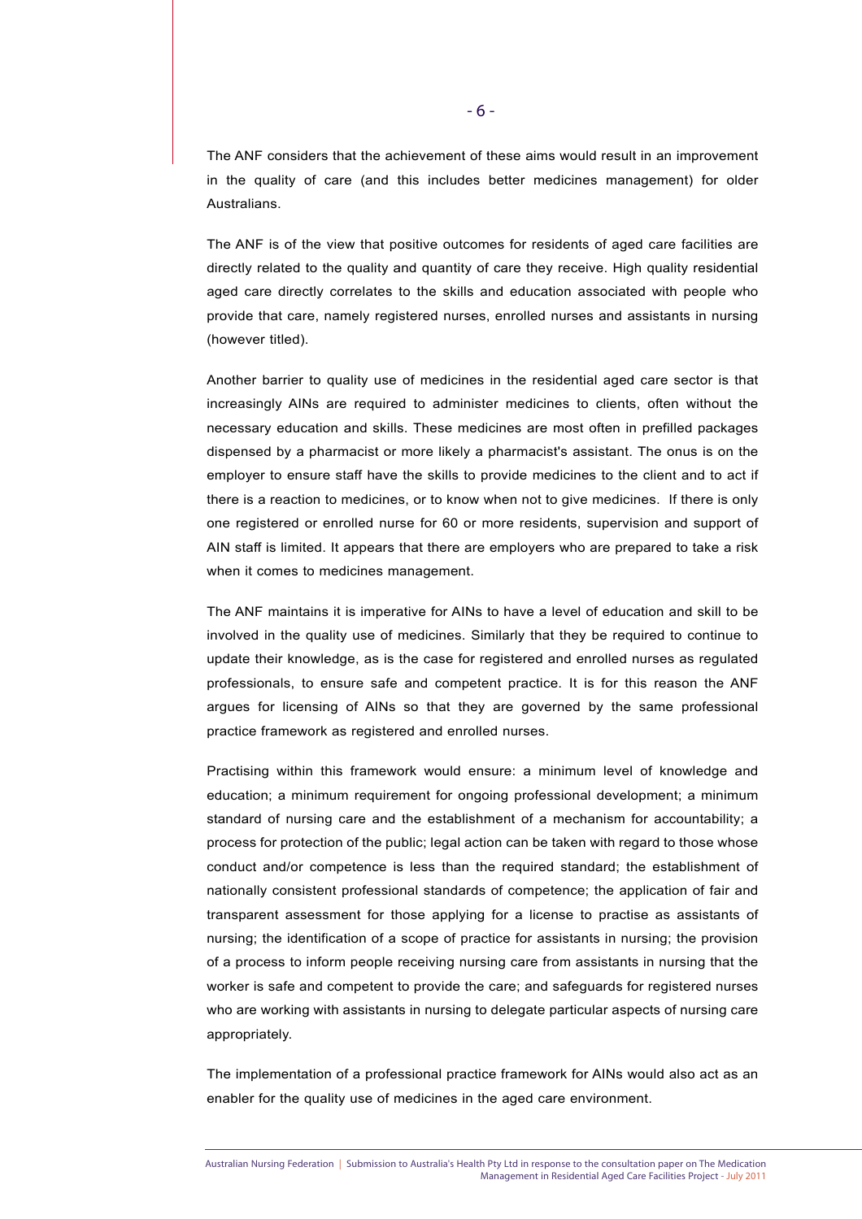The ANF considers that the achievement of these aims would result in an improvement in the quality of care (and this includes better medicines management) for older Australians.

The ANF is of the view that positive outcomes for residents of aged care facilities are directly related to the quality and quantity of care they receive. High quality residential aged care directly correlates to the skills and education associated with people who provide that care, namely registered nurses, enrolled nurses and assistants in nursing (however titled).

Another barrier to quality use of medicines in the residential aged care sector is that increasingly AINs are required to administer medicines to clients, often without the necessary education and skills. These medicines are most often in prefilled packages dispensed by a pharmacist or more likely a pharmacist's assistant. The onus is on the employer to ensure staff have the skills to provide medicines to the client and to act if there is a reaction to medicines, or to know when not to give medicines. If there is only one registered or enrolled nurse for 60 or more residents, supervision and support of AIN staff is limited. It appears that there are employers who are prepared to take a risk when it comes to medicines management.

The ANF maintains it is imperative for AINs to have a level of education and skill to be involved in the quality use of medicines. Similarly that they be required to continue to update their knowledge, as is the case for registered and enrolled nurses as regulated professionals, to ensure safe and competent practice. It is for this reason the ANF argues for licensing of AINs so that they are governed by the same professional practice framework as registered and enrolled nurses.

Practising within this framework would ensure: a minimum level of knowledge and education; a minimum requirement for ongoing professional development; a minimum standard of nursing care and the establishment of a mechanism for accountability; a process for protection of the public; legal action can be taken with regard to those whose conduct and/or competence is less than the required standard; the establishment of nationally consistent professional standards of competence; the application of fair and transparent assessment for those applying for a license to practise as assistants of nursing; the identification of a scope of practice for assistants in nursing; the provision of a process to inform people receiving nursing care from assistants in nursing that the worker is safe and competent to provide the care; and safeguards for registered nurses who are working with assistants in nursing to delegate particular aspects of nursing care appropriately.

The implementation of a professional practice framework for AINs would also act as an enabler for the quality use of medicines in the aged care environment.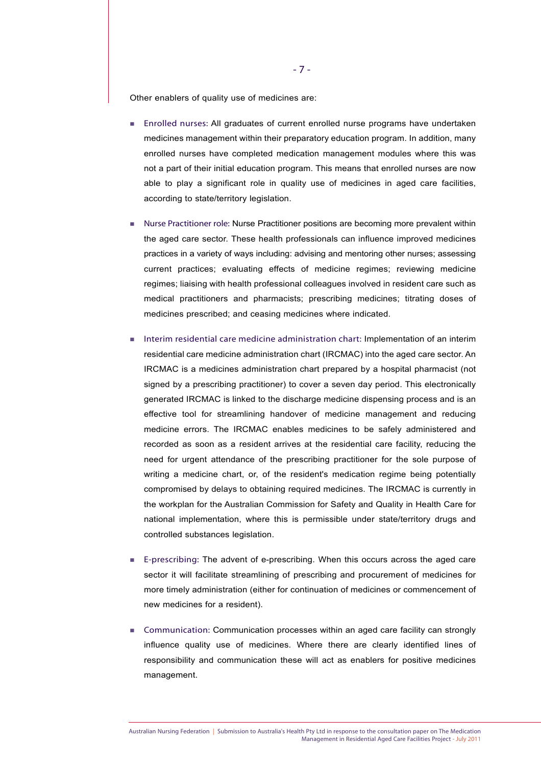Other enablers of quality use of medicines are:

- Enrolled nurses: All graduates of current enrolled nurse programs have undertaken medicines management within their preparatory education program. In addition, many enrolled nurses have completed medication management modules where this was not a part of their initial education program. This means that enrolled nurses are now able to play a significant role in quality use of medicines in aged care facilities, according to state/territory legislation.

- Nurse Practitioner role: Nurse Practitioner positions are becoming more prevalent within the aged care sector. These health professionals can influence improved medicines practices in a variety of ways including: advising and mentoring other nurses; assessing current practices; evaluating effects of medicine regimes; reviewing medicine regimes; liaising with health professional colleagues involved in resident care such as medical practitioners and pharmacists; prescribing medicines; titrating doses of medicines prescribed; and ceasing medicines where indicated.

- Interim residential care medicine administration chart: Implementation of an interim residential care medicine administration chart (IRCMAC) into the aged care sector. An IRCMAC is a medicines administration chart prepared by a hospital pharmacist (not signed by a prescribing practitioner) to cover a seven day period. This electronically generated IRCMAC is linked to the discharge medicine dispensing process and is an effective tool for streamlining handover of medicine management and reducing medicine errors. The IRCMAC enables medicines to be safely administered and recorded as soon as a resident arrives at the residential care facility, reducing the need for urgent attendance of the prescribing practitioner for the sole purpose of writing a medicine chart, or, of the resident's medication regime being potentially compromised by delays to obtaining required medicines. The IRCMAC is currently in the workplan for the Australian Commission for Safety and Quality in Health Care for national implementation, where this is permissible under state/territory drugs and controlled substances legislation.

- E-prescribing: The advent of e-prescribing. When this occurs across the aged care sector it will facilitate streamlining of prescribing and procurement of medicines for more timely administration (either for continuation of medicines or commencement of new medicines for a resident).

- Communication: Communication processes within an aged care facility can strongly influence quality use of medicines. Where there are clearly identified lines of responsibility and communication these will act as enablers for positive medicines management.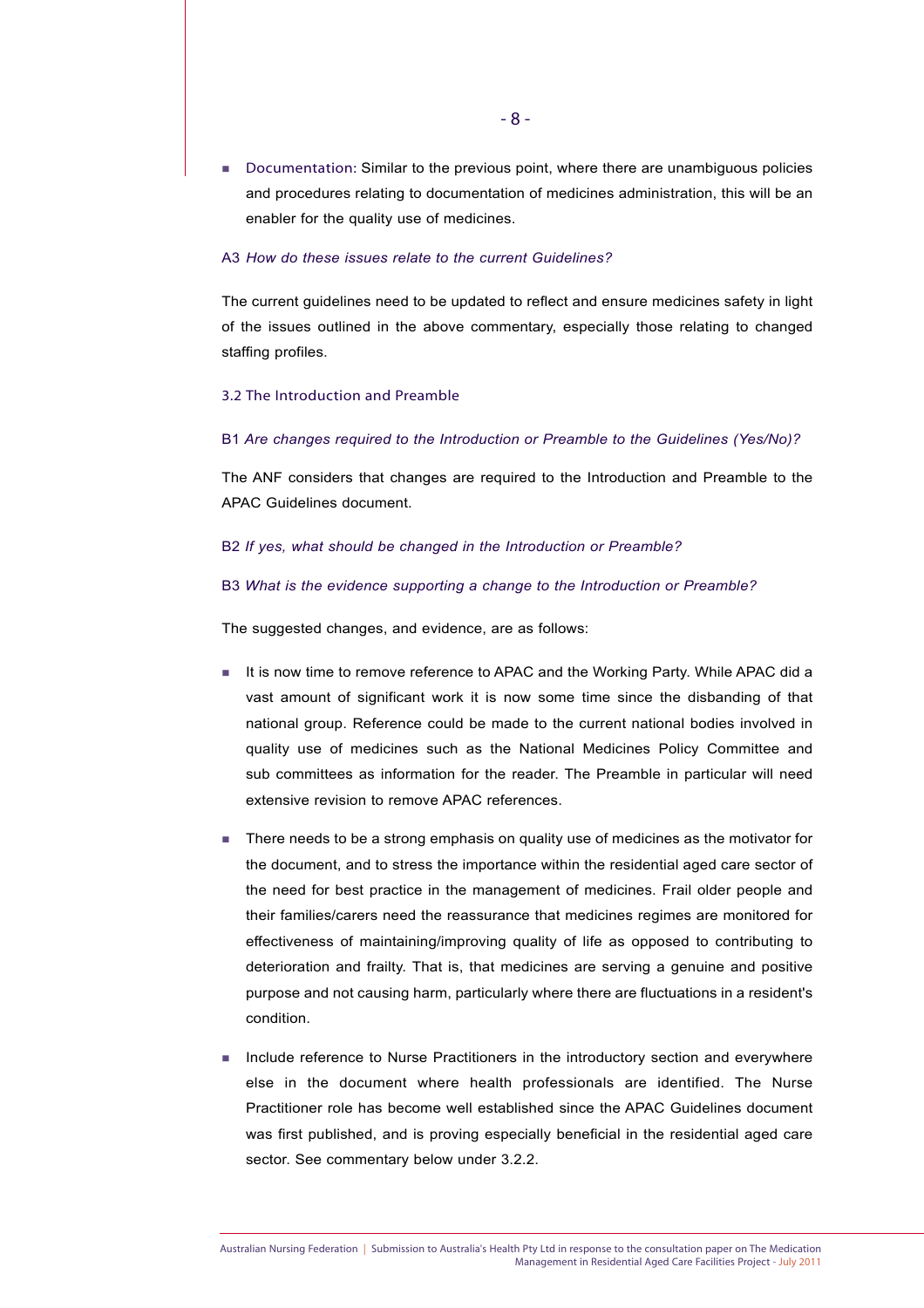- Documentation: Similar to the previous point, where there are unambiguous policies and procedures relating to documentation of medicines administration, this will be an enabler for the quality use of medicines.

A3 *How do these issues relate to the current Guidelines?*

The current guidelines need to be updated to reflect and ensure medicines safety in light of the issues outlined in the above commentary, especially those relating to changed staffing profiles.

### 3.2 The Introduction and Preamble

B1 *Are changes required to the Introduction or Preamble to the Guidelines (Yes/No)?*

The ANF considers that changes are required to the Introduction and Preamble to the APAC Guidelines document.

B2 *If yes, what should be changed in the Introduction or Preamble?*

B3 *What is the evidence supporting a change to the Introduction or Preamble?*

The suggested changes, and evidence, are as follows:

- It is now time to remove reference to APAC and the Working Party. While APAC did a vast amount of significant work it is now some time since the disbanding of that national group. Reference could be made to the current national bodies involved in quality use of medicines such as the National Medicines Policy Committee and sub committees as information for the reader. The Preamble in particular will need extensive revision to remove APAC references.

- There needs to be a strong emphasis on quality use of medicines as the motivator for the document, and to stress the importance within the residential aged care sector of the need for best practice in the management of medicines. Frail older people and their families/carers need the reassurance that medicines regimes are monitored for effectiveness of maintaining/improving quality of life as opposed to contributing to deterioration and frailty. That is, that medicines are serving a genuine and positive purpose and not causing harm, particularly where there are fluctuations in a resident's condition.

- Include reference to Nurse Practitioners in the introductory section and everywhere else in the document where health professionals are identified. The Nurse Practitioner role has become well established since the APAC Guidelines document was first published, and is proving especially beneficial in the residential aged care sector. See commentary below under 3.2.2.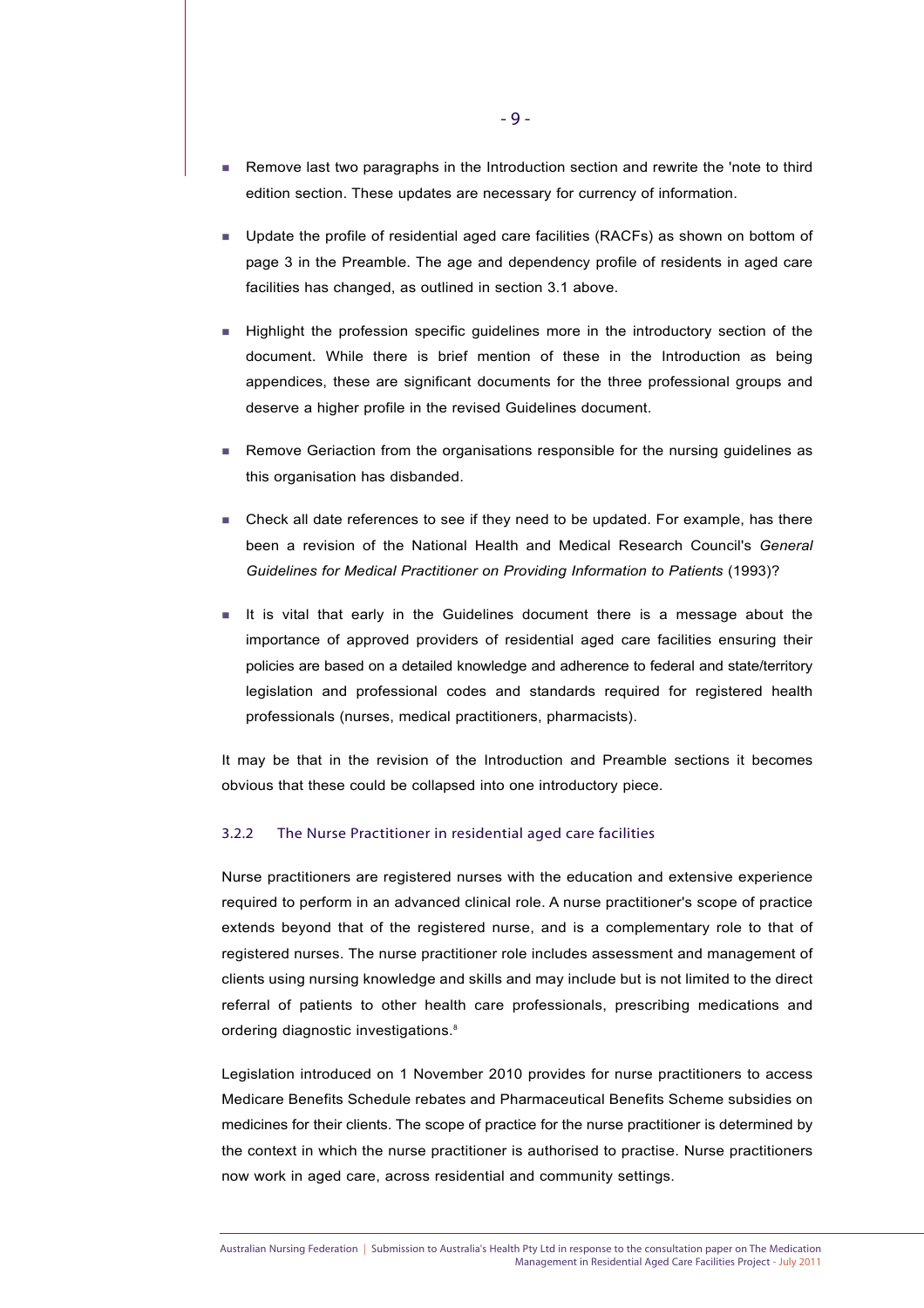- Remove last two paragraphs in the Introduction section and rewrite the 'note to third edition section. These updates are necessary for currency of information.

- Update the profile of residential aged care facilities (RACFs) as shown on bottom of page 3 in the Preamble. The age and dependency profile of residents in aged care facilities has changed, as outlined in section 3.1 above.

- Highlight the profession specific guidelines more in the introductory section of the document. While there is brief mention of these in the Introduction as being appendices, these are significant documents for the three professional groups and deserve a higher profile in the revised Guidelines document.

- Remove Geriaction from the organisations responsible for the nursing guidelines as this organisation has disbanded.

- Check all date references to see if they need to be updated. For example, has there been a revision of the National Health and Medical Research Council's *General Guidelines for Medical Practitioner on Providing Information to Patients* (1993)?

- It is vital that early in the Guidelines document there is a message about the importance of approved providers of residential aged care facilities ensuring their policies are based on a detailed knowledge and adherence to federal and state/territory legislation and professional codes and standards required for registered health professionals (nurses, medical practitioners, pharmacists).

It may be that in the revision of the Introduction and Preamble sections it becomes obvious that these could be collapsed into one introductory piece.

### 3.2.2 The Nurse Practitioner in residential aged care facilities

Nurse practitioners are registered nurses with the education and extensive experience required to perform in an advanced clinical role. A nurse practitioner's scope of practice extends beyond that of the registered nurse, and is a complementary role to that of registered nurses. The nurse practitioner role includes assessment and management of clients using nursing knowledge and skills and may include but is not limited to the direct referral of patients to other health care professionals, prescribing medications and ordering diagnostic investigations.[8]

Legislation introduced on 1 November 2010 provides for nurse practitioners to access Medicare Benefits Schedule rebates and Pharmaceutical Benefits Scheme subsidies on medicines for their clients. The scope of practice for the nurse practitioner is determined by the context in which the nurse practitioner is authorised to practise. Nurse practitioners now work in aged care, across residential and community settings.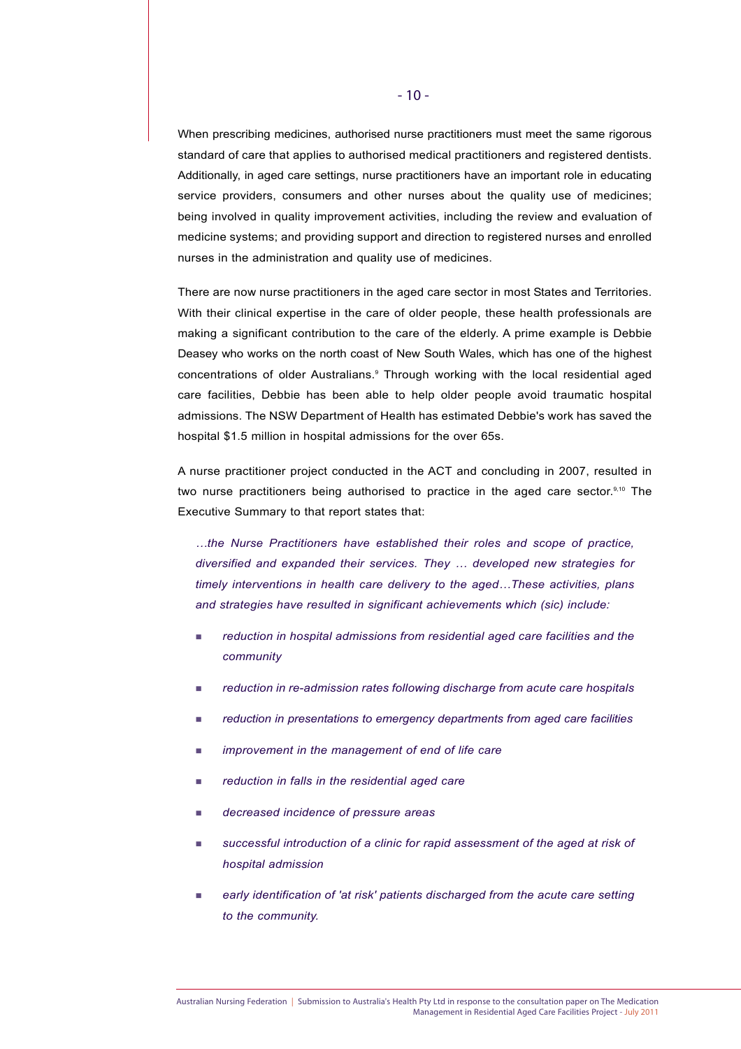When prescribing medicines, authorised nurse practitioners must meet the same rigorous standard of care that applies to authorised medical practitioners and registered dentists. Additionally, in aged care settings, nurse practitioners have an important role in educating service providers, consumers and other nurses about the quality use of medicines; being involved in quality improvement activities, including the review and evaluation of medicine systems; and providing support and direction to registered nurses and enrolled nurses in the administration and quality use of medicines.

There are now nurse practitioners in the aged care sector in most States and Territories. With their clinical expertise in the care of older people, these health professionals are making a significant contribution to the care of the elderly. A prime example is Debbie Deasey who works on the north coast of New South Wales, which has one of the highest concentrations of older Australians.[9] Through working with the local residential aged care facilities, Debbie has been able to help older people avoid traumatic hospital admissions. The NSW Department of Health has estimated Debbie's work has saved the hospital $1.5 million in hospital admissions for the over 65s.

A nurse practitioner project conducted in the ACT and concluding in 2007, resulted in two nurse practitioners being authorised to practice in the aged care sector.[9,10] The Executive Summary to that report states that:

> *…the Nurse Practitioners have established their roles and scope of practice, diversified and expanded their services. They … developed new strategies for timely interventions in health care delivery to the aged…These activities, plans and strategies have resulted in significant achievements which (sic) include:*
>
> - *reduction in hospital admissions from residential aged care facilities and the community*
> - *reduction in re-admission rates following discharge from acute care hospitals*
> - *reduction in presentations to emergency departments from aged care facilities*
> - *improvement in the management of end of life care*
> - *reduction in falls in the residential aged care*
> - *decreased incidence of pressure areas*
> - *successful introduction of a clinic for rapid assessment of the aged at risk of hospital admission*
> - *early identification of 'at risk' patients discharged from the acute care setting to the community.*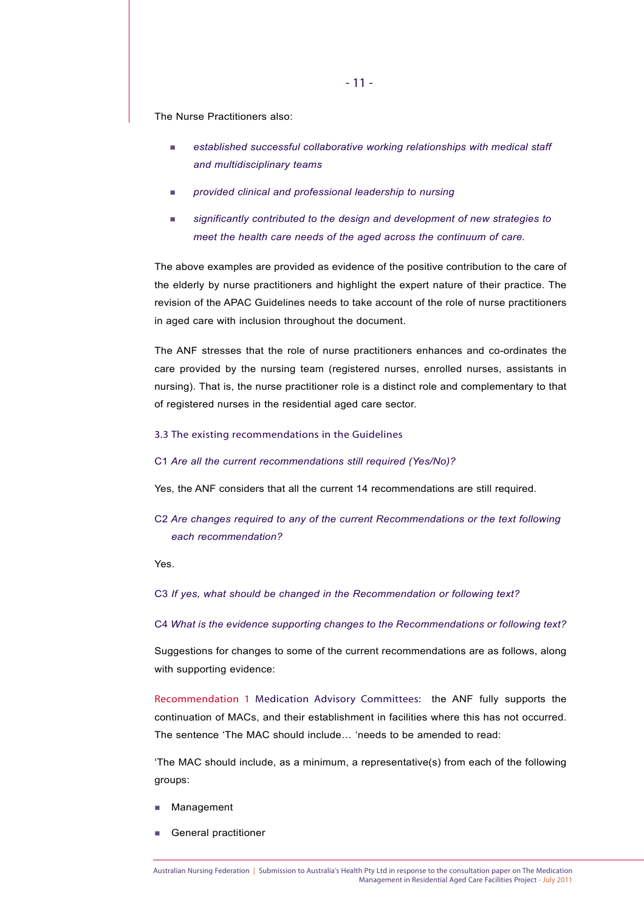The Nurse Practitioners also:

- *established successful collaborative working relationships with medical staff and multidisciplinary teams*
- *provided clinical and professional leadership to nursing*
- *significantly contributed to the design and development of new strategies to meet the health care needs of the aged across the continuum of care.*

The above examples are provided as evidence of the positive contribution to the care of the elderly by nurse practitioners and highlight the expert nature of their practice. The revision of the APAC Guidelines needs to take account of the role of nurse practitioners in aged care with inclusion throughout the document.

The ANF stresses that the role of nurse practitioners enhances and co-ordinates the care provided by the nursing team (registered nurses, enrolled nurses, assistants in nursing). That is, the nurse practitioner role is a distinct role and complementary to that of registered nurses in the residential aged care sector.

### 3.3 The existing recommendations in the Guidelines

C1 *Are all the current recommendations still required (Yes/No)?*

Yes, the ANF considers that all the current 14 recommendations are still required.

C2 *Are changes required to any of the current Recommendations or the text following each recommendation?*

Yes.

C3 *If yes, what should be changed in the Recommendation or following text?*

C4 *What is the evidence supporting changes to the Recommendations or following text?*

Suggestions for changes to some of the current recommendations are as follows, along with supporting evidence:

Recommendation 1 Medication Advisory Committees: the ANF fully supports the continuation of MACs, and their establishment in facilities where this has not occurred. The sentence 'The MAC should include… 'needs to be amended to read:

'The MAC should include, as a minimum, a representative(s) from each of the following groups:

- Management
- General practitioner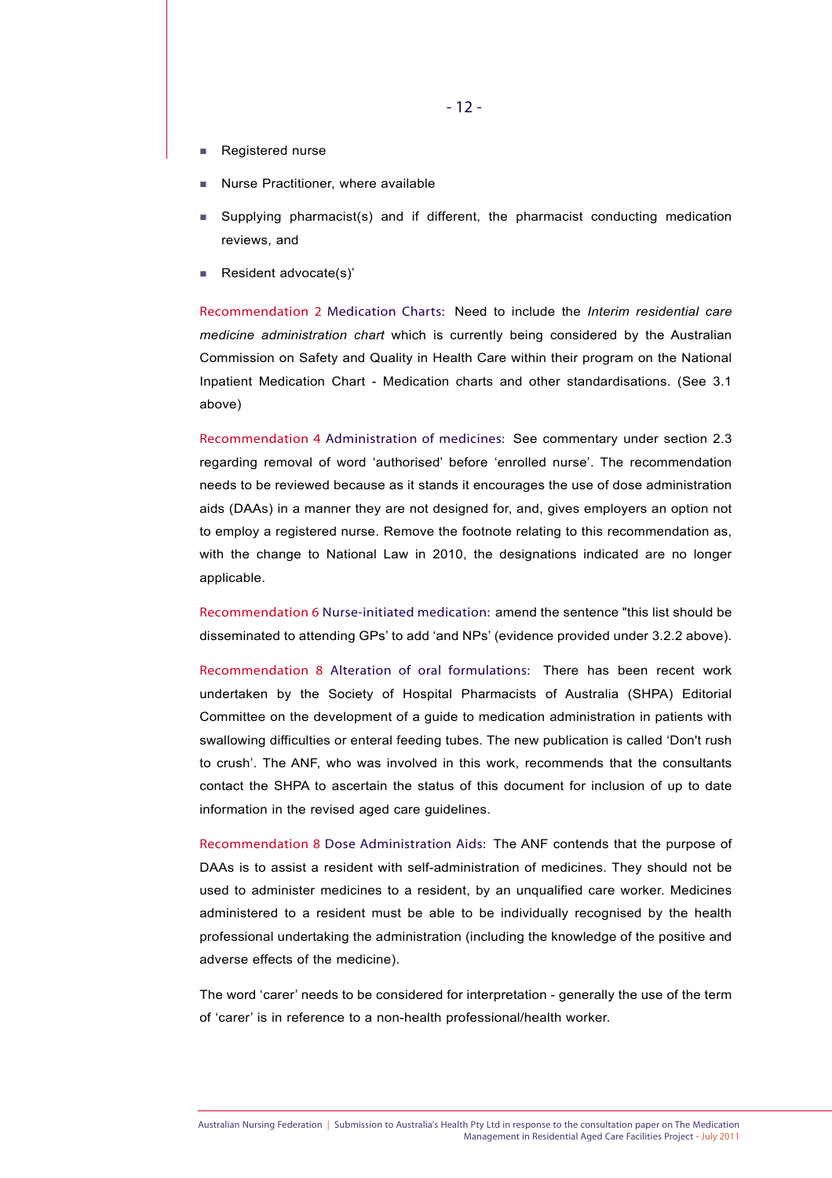- Registered nurse
- Nurse Practitioner, where available
- Supplying pharmacist(s) and if different, the pharmacist conducting medication reviews, and
- Resident advocate(s)'

Recommendation 2 Medication Charts: Need to include the *Interim residential care medicine administration chart* which is currently being considered by the Australian Commission on Safety and Quality in Health Care within their program on the National Inpatient Medication Chart - Medication charts and other standardisations. (See 3.1 above)

Recommendation 4 Administration of medicines: See commentary under section 2.3 regarding removal of word 'authorised' before 'enrolled nurse'. The recommendation needs to be reviewed because as it stands it encourages the use of dose administration aids (DAAs) in a manner they are not designed for, and, gives employers an option not to employ a registered nurse. Remove the footnote relating to this recommendation as, with the change to National Law in 2010, the designations indicated are no longer applicable.

Recommendation 6 Nurse-initiated medication: amend the sentence "this list should be disseminated to attending GPs' to add 'and NPs' (evidence provided under 3.2.2 above).

Recommendation 8 Alteration of oral formulations: There has been recent work undertaken by the Society of Hospital Pharmacists of Australia (SHPA) Editorial Committee on the development of a guide to medication administration in patients with swallowing difficulties or enteral feeding tubes. The new publication is called 'Don't rush to crush'. The ANF, who was involved in this work, recommends that the consultants contact the SHPA to ascertain the status of this document for inclusion of up to date information in the revised aged care guidelines.

Recommendation 8 Dose Administration Aids: The ANF contends that the purpose of DAAs is to assist a resident with self-administration of medicines. They should not be used to administer medicines to a resident, by an unqualified care worker. Medicines administered to a resident must be able to be individually recognised by the health professional undertaking the administration (including the knowledge of the positive and adverse effects of the medicine).

The word 'carer' needs to be considered for interpretation - generally the use of the term of 'carer' is in reference to a non-health professional/health worker.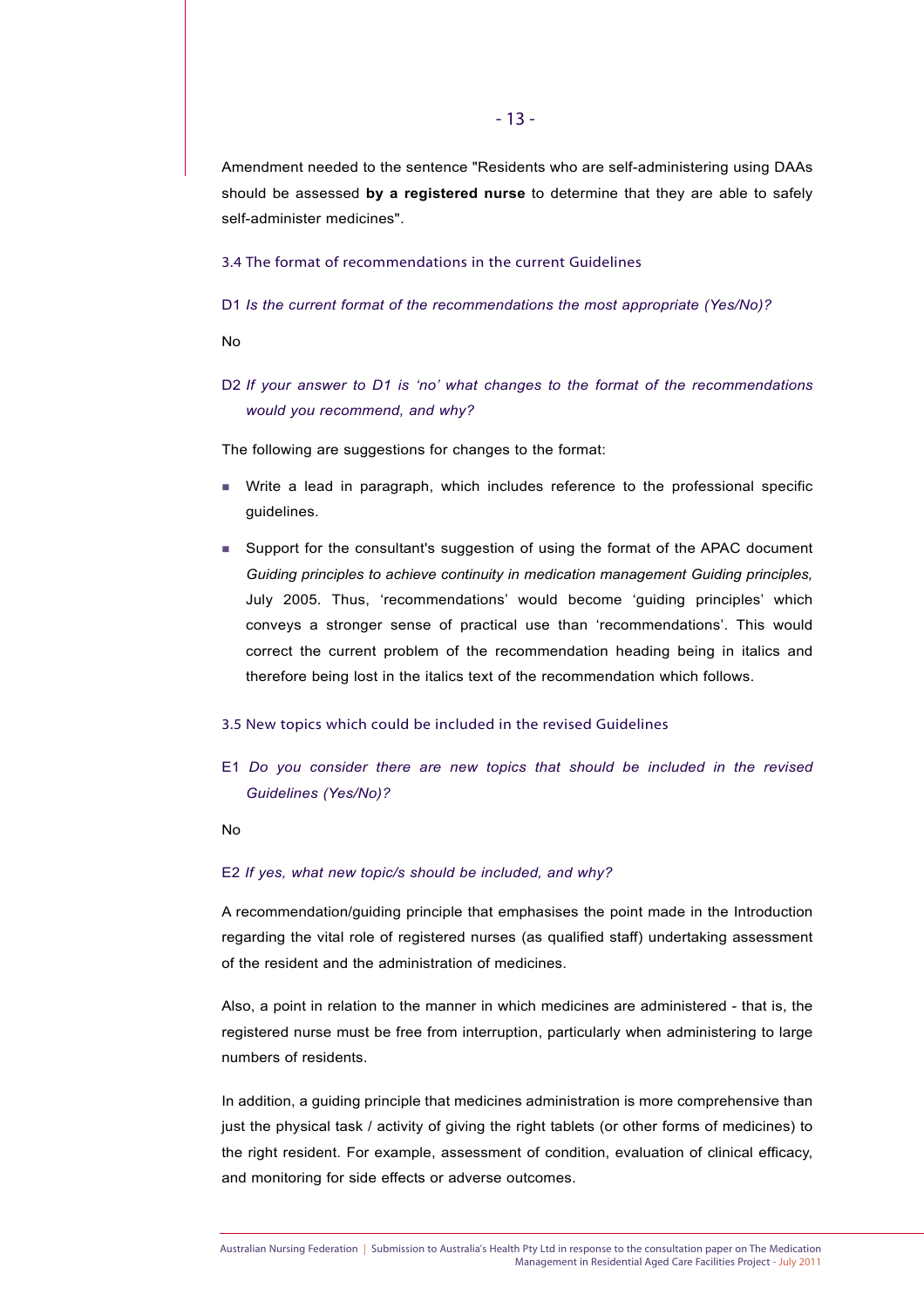Amendment needed to the sentence "Residents who are self-administering using DAAs should be assessed **by a registered nurse** to determine that they are able to safely self-administer medicines".

### 3.4 The format of recommendations in the current Guidelines

D1 *Is the current format of the recommendations the most appropriate (Yes/No)?*

No

D2 *If your answer to D1 is 'no' what changes to the format of the recommendations would you recommend, and why?*

The following are suggestions for changes to the format:

- Write a lead in paragraph, which includes reference to the professional specific guidelines.
- Support for the consultant's suggestion of using the format of the APAC document *Guiding principles to achieve continuity in medication management Guiding principles,* July 2005. Thus, 'recommendations' would become 'guiding principles' which conveys a stronger sense of practical use than 'recommendations'. This would correct the current problem of the recommendation heading being in italics and therefore being lost in the italics text of the recommendation which follows.

### 3.5 New topics which could be included in the revised Guidelines

E1 *Do you consider there are new topics that should be included in the revised Guidelines (Yes/No)?*

No

E2 *If yes, what new topic/s should be included, and why?*

A recommendation/guiding principle that emphasises the point made in the Introduction regarding the vital role of registered nurses (as qualified staff) undertaking assessment of the resident and the administration of medicines.

Also, a point in relation to the manner in which medicines are administered - that is, the registered nurse must be free from interruption, particularly when administering to large numbers of residents.

In addition, a guiding principle that medicines administration is more comprehensive than just the physical task / activity of giving the right tablets (or other forms of medicines) to the right resident. For example, assessment of condition, evaluation of clinical efficacy, and monitoring for side effects or adverse outcomes.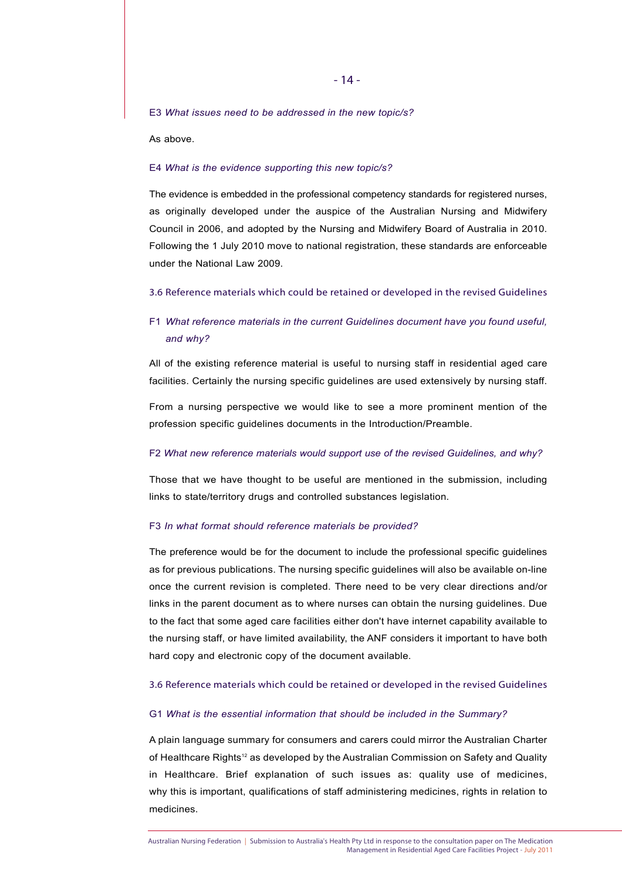E3 *What issues need to be addressed in the new topic/s?*

As above.

E4 *What is the evidence supporting this new topic/s?*

The evidence is embedded in the professional competency standards for registered nurses, as originally developed under the auspice of the Australian Nursing and Midwifery Council in 2006, and adopted by the Nursing and Midwifery Board of Australia in 2010. Following the 1 July 2010 move to national registration, these standards are enforceable under the National Law 2009.

### 3.6 Reference materials which could be retained or developed in the revised Guidelines

F1 *What reference materials in the current Guidelines document have you found useful, and why?*

All of the existing reference material is useful to nursing staff in residential aged care facilities. Certainly the nursing specific guidelines are used extensively by nursing staff.

From a nursing perspective we would like to see a more prominent mention of the profession specific guidelines documents in the Introduction/Preamble.

F2 *What new reference materials would support use of the revised Guidelines, and why?*

Those that we have thought to be useful are mentioned in the submission, including links to state/territory drugs and controlled substances legislation.

F3 *In what format should reference materials be provided?*

The preference would be for the document to include the professional specific guidelines as for previous publications. The nursing specific guidelines will also be available on-line once the current revision is completed. There need to be very clear directions and/or links in the parent document as to where nurses can obtain the nursing guidelines. Due to the fact that some aged care facilities either don't have internet capability available to the nursing staff, or have limited availability, the ANF considers it important to have both hard copy and electronic copy of the document available.

### 3.6 Reference materials which could be retained or developed in the revised Guidelines

G1 *What is the essential information that should be included in the Summary?*

A plain language summary for consumers and carers could mirror the Australian Charter of Healthcare Rights[12] as developed by the Australian Commission on Safety and Quality in Healthcare. Brief explanation of such issues as: quality use of medicines, why this is important, qualifications of staff administering medicines, rights in relation to medicines.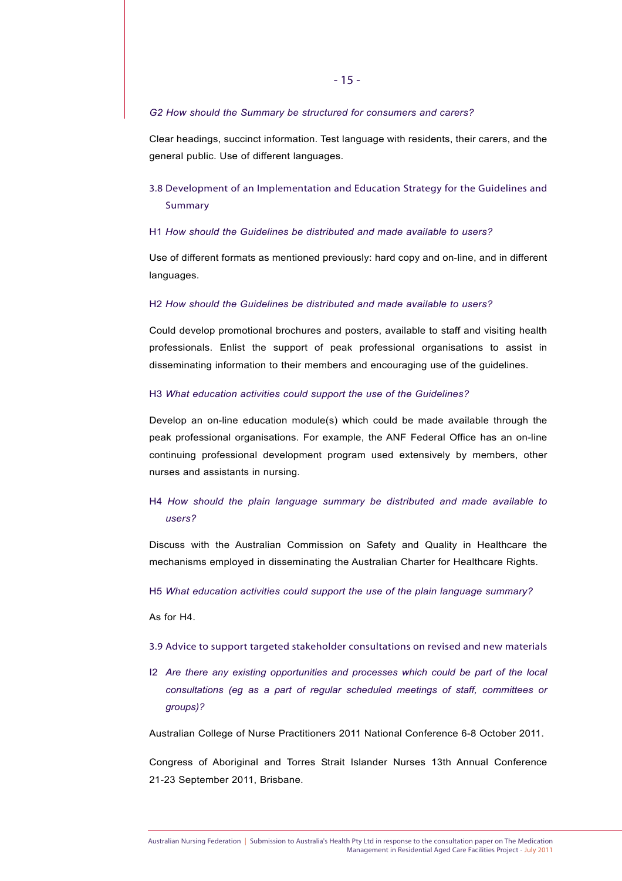*G2 How should the Summary be structured for consumers and carers?*

Clear headings, succinct information. Test language with residents, their carers, and the general public. Use of different languages.

## 3.8 Development of an Implementation and Education Strategy for the Guidelines and Summary

H1 *How should the Guidelines be distributed and made available to users?*

Use of different formats as mentioned previously: hard copy and on-line, and in different languages.

H2 *How should the Guidelines be distributed and made available to users?*

Could develop promotional brochures and posters, available to staff and visiting health professionals. Enlist the support of peak professional organisations to assist in disseminating information to their members and encouraging use of the guidelines.

H3 *What education activities could support the use of the Guidelines?*

Develop an on-line education module(s) which could be made available through the peak professional organisations. For example, the ANF Federal Office has an on-line continuing professional development program used extensively by members, other nurses and assistants in nursing.

H4 *How should the plain language summary be distributed and made available to users?*

Discuss with the Australian Commission on Safety and Quality in Healthcare the mechanisms employed in disseminating the Australian Charter for Healthcare Rights.

H5 *What education activities could support the use of the plain language summary?*

As for H4.

## 3.9 Advice to support targeted stakeholder consultations on revised and new materials

I2 *Are there any existing opportunities and processes which could be part of the local consultations (eg as a part of regular scheduled meetings of staff, committees or groups)?*

Australian College of Nurse Practitioners 2011 National Conference 6-8 October 2011.

Congress of Aboriginal and Torres Strait Islander Nurses 13th Annual Conference 21-23 September 2011, Brisbane.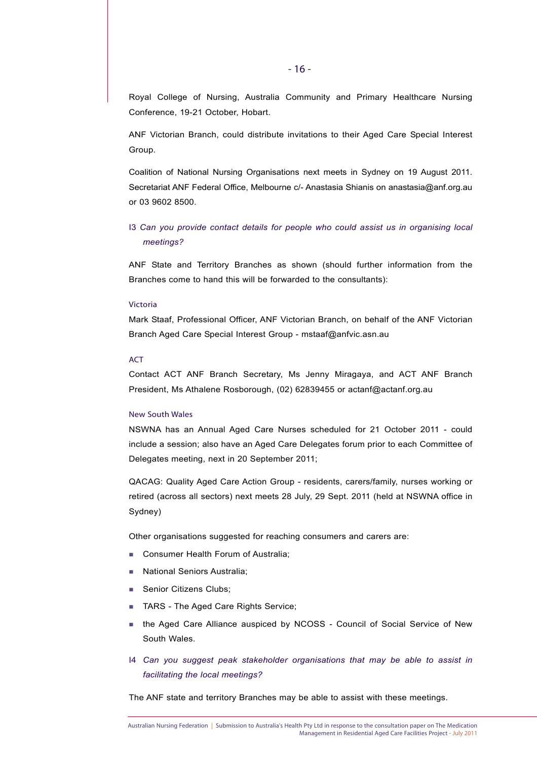Royal College of Nursing, Australia Community and Primary Healthcare Nursing Conference, 19-21 October, Hobart.

ANF Victorian Branch, could distribute invitations to their Aged Care Special Interest Group.

Coalition of National Nursing Organisations next meets in Sydney on 19 August 2011. Secretariat ANF Federal Office, Melbourne c/- Anastasia Shianis on anastasia@anf.org.au or 03 9602 8500.

I3 *Can you provide contact details for people who could assist us in organising local meetings?*

ANF State and Territory Branches as shown (should further information from the Branches come to hand this will be forwarded to the consultants):

### Victoria

Mark Staaf, Professional Officer, ANF Victorian Branch, on behalf of the ANF Victorian Branch Aged Care Special Interest Group - mstaaf@anfvic.asn.au

### ACT

Contact ACT ANF Branch Secretary, Ms Jenny Miragaya, and ACT ANF Branch President, Ms Athalene Rosborough, (02) 62839455 or actanf@actanf.org.au

### New South Wales

NSWNA has an Annual Aged Care Nurses scheduled for 21 October 2011 - could include a session; also have an Aged Care Delegates forum prior to each Committee of Delegates meeting, next in 20 September 2011;

QACAG: Quality Aged Care Action Group - residents, carers/family, nurses working or retired (across all sectors) next meets 28 July, 29 Sept. 2011 (held at NSWNA office in Sydney)

Other organisations suggested for reaching consumers and carers are:

- Consumer Health Forum of Australia;
- National Seniors Australia;
- Senior Citizens Clubs;
- TARS - The Aged Care Rights Service;
- the Aged Care Alliance auspiced by NCOSS - Council of Social Service of New South Wales.

I4 *Can you suggest peak stakeholder organisations that may be able to assist in facilitating the local meetings?*

The ANF state and territory Branches may be able to assist with these meetings.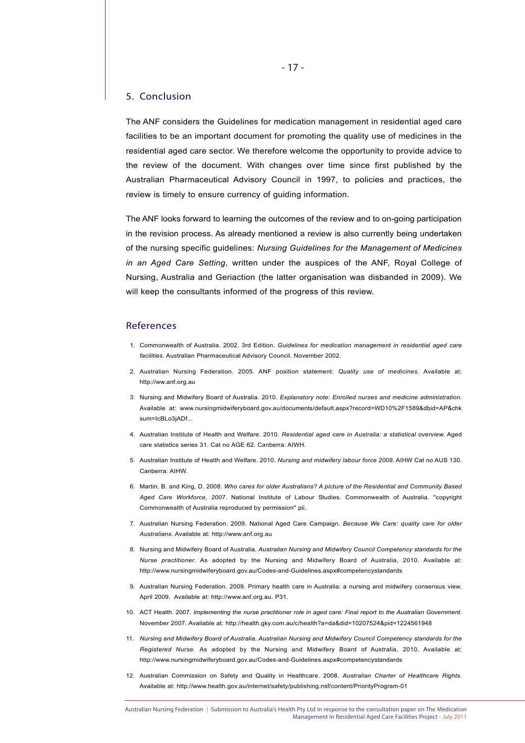## 5. Conclusion

The ANF considers the Guidelines for medication management in residential aged care facilities to be an important document for promoting the quality use of medicines in the residential aged care sector. We therefore welcome the opportunity to provide advice to the review of the document. With changes over time since first published by the Australian Pharmaceutical Advisory Council in 1997, to policies and practices, the review is timely to ensure currency of guiding information.

The ANF looks forward to learning the outcomes of the review and to on-going participation in the revision process. As already mentioned a review is also currently being undertaken of the nursing specific guidelines: *Nursing Guidelines for the Management of Medicines in an Aged Care Setting*, written under the auspices of the ANF, Royal College of Nursing, Australia and Geriaction (the latter organisation was disbanded in 2009). We will keep the consultants informed of the progress of this review.

## References

1. Commonwealth of Australia. 2002. 3rd Edition. *Guidelines for medication management in residential aged care facilities.* Australian Pharmaceutical Advisory Council. November 2002.
2. Australian Nursing Federation. 2005. ANF position statement: *Quality use of medicines.* Available at: http://ww.anf.org.au
3. Nursing and Midwifery Board of Australia. 2010. *Explanatory note: Enrolled nurses and medicine administration.* Available at: www.nursingmidwiferyboard.gov.au/documents/default.aspx?record=WD10%2F1589&dbid=AP&chksum=IcBLo3jADf...
4. Australian Institute of Health and Welfare. 2010. *Residential aged care in Australia: a statistical overview.* Aged care statistics series 31. Cat no AGE 62. Canberra: AIWH.
5. Australian Institute of Health and Welfare. 2010. *Nursing and midwifery labour force 2008.* AIHW Cat no AUS 130. Canberra: AIHW.
6. Martin, B. and King, D. 2008. *Who cares for older Australians? A picture of the Residential and Community Based Aged Care Workforce, 2007.* National Institute of Labour Studies. Commonwealth of Australia. "copyright Commonwealth of Australia reproduced by permission" pii.
7. Australian Nursing Federation. 2009. National Aged Care Campaign. *Because We Care: quality care for older Australians.* Available at: http://www.anf.org.au
8. Nursing and Midwifery Board of Australia. *Australian Nursing and Midwifery Council Competency standards for the Nurse practitioner.* As adopted by the Nursing and Midwifery Board of Australia, 2010. Available at: http://www.nursingmidwiferyboard.gov.au/Codes-and-Guidelines.aspx#competencystandards
9. Australian Nursing Federation. 2009. Primary health care in Australia: a nursing and midwifery consensus view. April 2009. Available at: http://www.anf.org.au. P31.
10. ACT Health. 2007. *Implementing the nurse practitioner role in aged care: Final report to the Australian Government.* November 2007. Available at: http://health.gky.com.au/c/health?a=da&did=10207524&pid=1224561948
11. *Nursing and Midwifery Board of Australia. Australian Nursing and Midwifery Council Competency standards for the Registered Nurse.* As adopted by the Nursing and Midwifery Board of Australia, 2010. Available at: http://www.nursingmidwiferyboard.gov.au/Codes-and-Guidelines.aspx#competencystandards
12. Australian Commission on Safety and Quality in Healthcare. 2008. *Australian Charter of Healthcare Rights.* Available at: http://www.health.gov.au/internet/safety/publishing.nsf/content/PriorityProgram-01